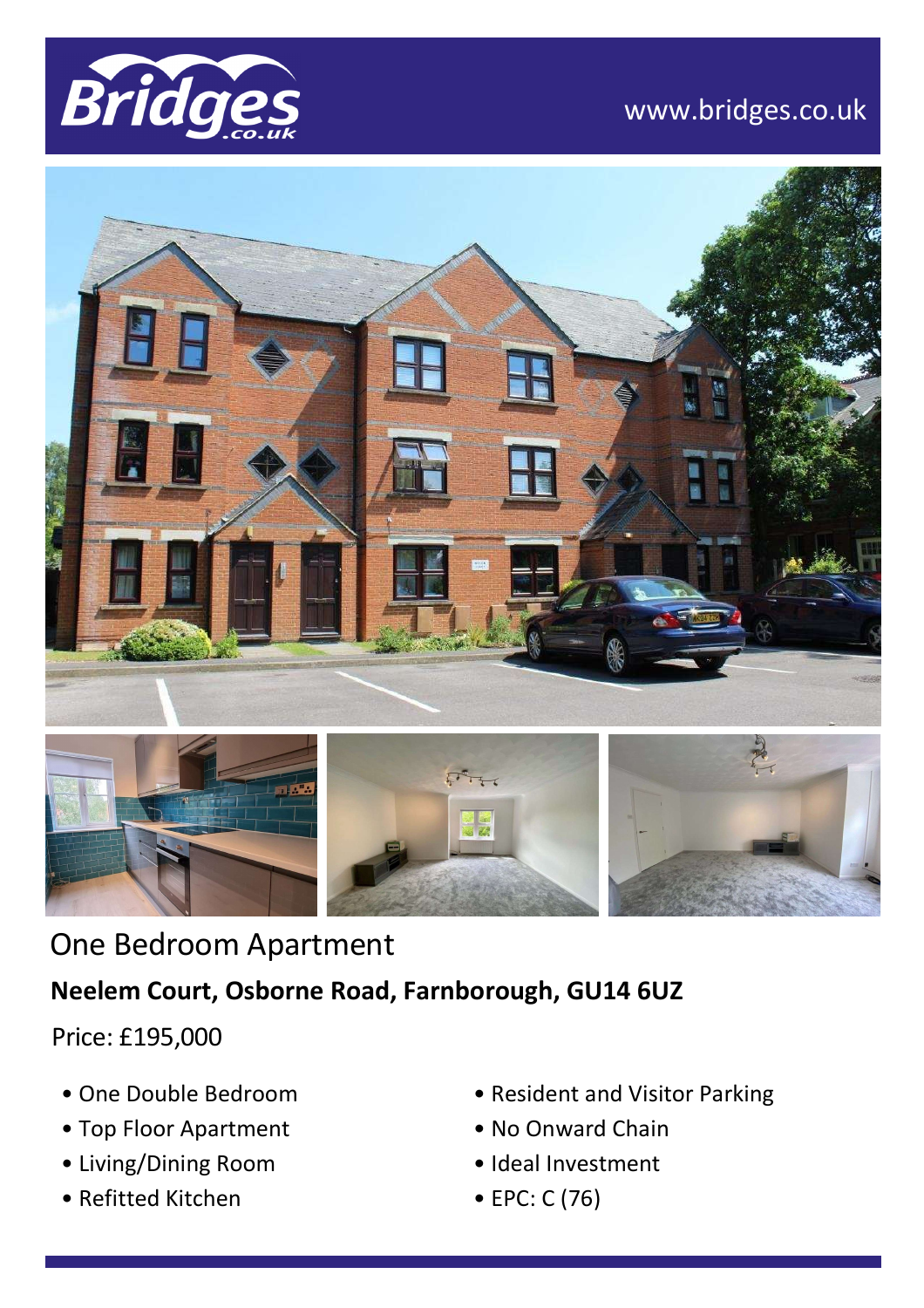Bridges.co.uk

www.bridges.co.uk

# One Bedroom Apartment

## Neelem Court, Osborne Road, Farnborough, GU14 6UZ

Price: £195,000

- One Double Bedroom
- Top Floor Apartment
- Living/Dining Room
- Refitted Kitchen
- Resident and Visitor Parking
- No Onward Chain
- Ideal Investment
- EPC: C (76)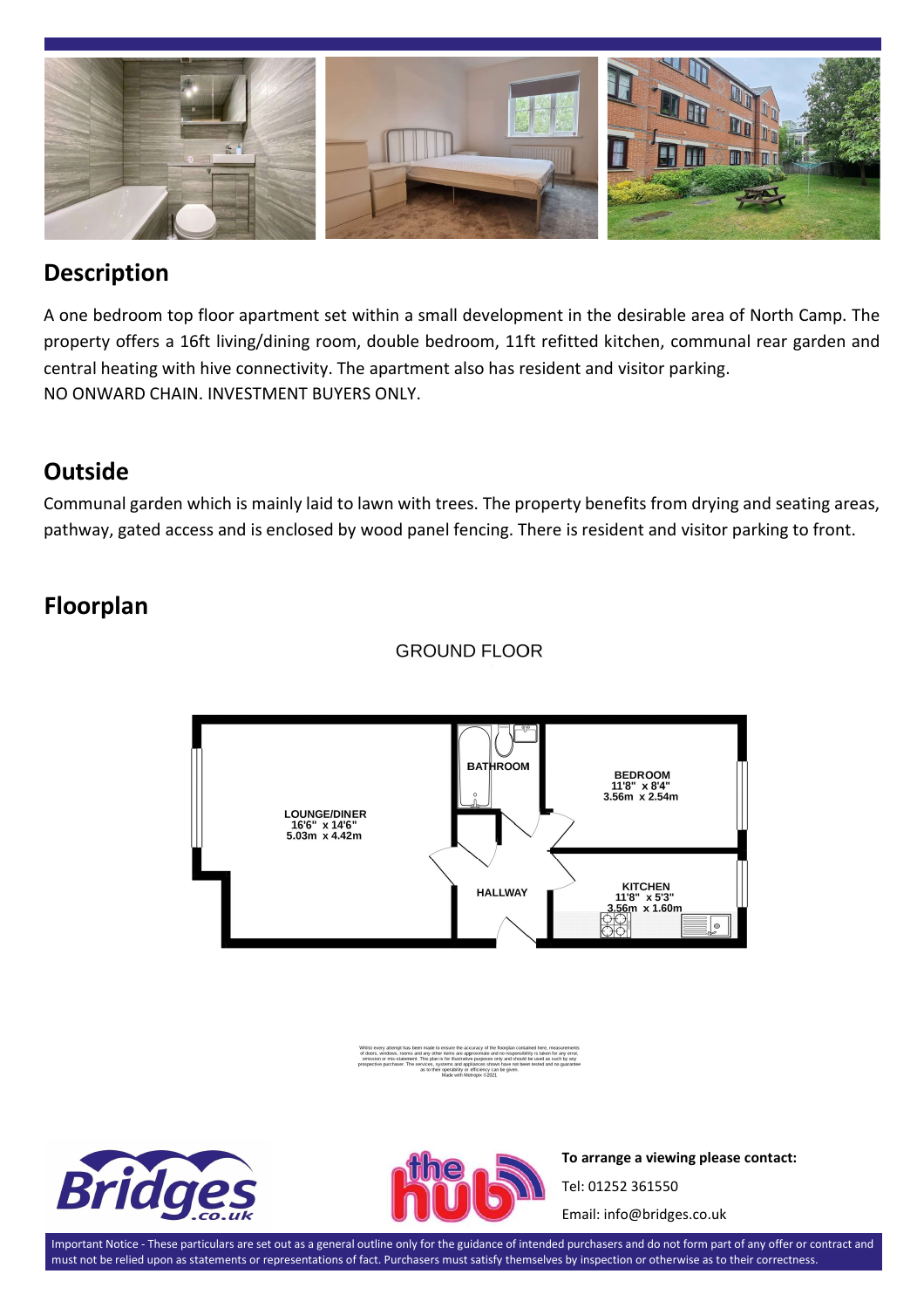## Description

A one bedroom top floor apartment set within a small development in the desirable area of North Camp. The property offers a 16ft living/dining room, double bedroom, 11ft refitted kitchen, communal rear garden and central heating with hive connectivity. The apartment also has resident and visitor parking.
NO ONWARD CHAIN. INVESTMENT BUYERS ONLY.

## Outside

Communal garden which is mainly laid to lawn with trees. The property benefits from drying and seating areas, pathway, gated access and is enclosed by wood panel fencing. There is resident and visitor parking to front.

## Floorplan

GROUND FLOOR

LOUNGE/DINER
16'6" x 14'6"
5.03m x 4.42m

BATHROOM

BEDROOM
11'8" x 8'4"
3.56m x 2.54m

HALLWAY

KITCHEN
11'8" x 5'3"
3.56m x 1.60m

Whilst every attempt has been made to ensure the accuracy of the floorplan contained here, measurements of doors, windows, rooms and any other items are approximate and no responsibility is taken for any error, omission or mis-statement. This plan is for illustrative purposes only and should be used as such by any prospective purchaser. The services, systems and appliances shown have not been tested and no guarantee as to their operability or efficiency can be given.
Made with Metropix ©2021

Bridges.co.uk

the hub

**To arrange a viewing please contact:**

Tel: 01252 361550

Email: info@bridges.co.uk

Important Notice - These particulars are set out as a general outline only for the guidance of intended purchasers and do not form part of any offer or contract and must not be relied upon as statements or representations of fact. Purchasers must satisfy themselves by inspection or otherwise as to their correctness.